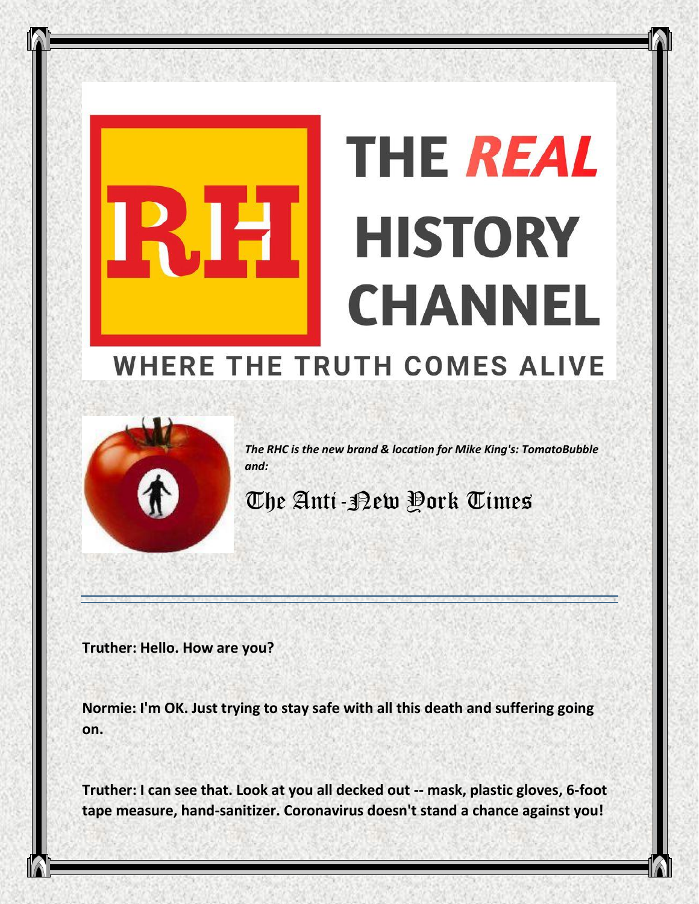# THE *REAL* HISTORY CHANNEL

## WHERE THE TRUTH COMES ALIVE

*The RHC is the new brand & location for Mike King's: TomatoBubble and:*

The Anti-New York Times

---

**Truther: Hello. How are you?**

**Normie: I'm OK. Just trying to stay safe with all this death and suffering going on.**

**Truther: I can see that. Look at you all decked out -- mask, plastic gloves, 6-foot tape measure, hand-sanitizer. Coronavirus doesn't stand a chance against you!**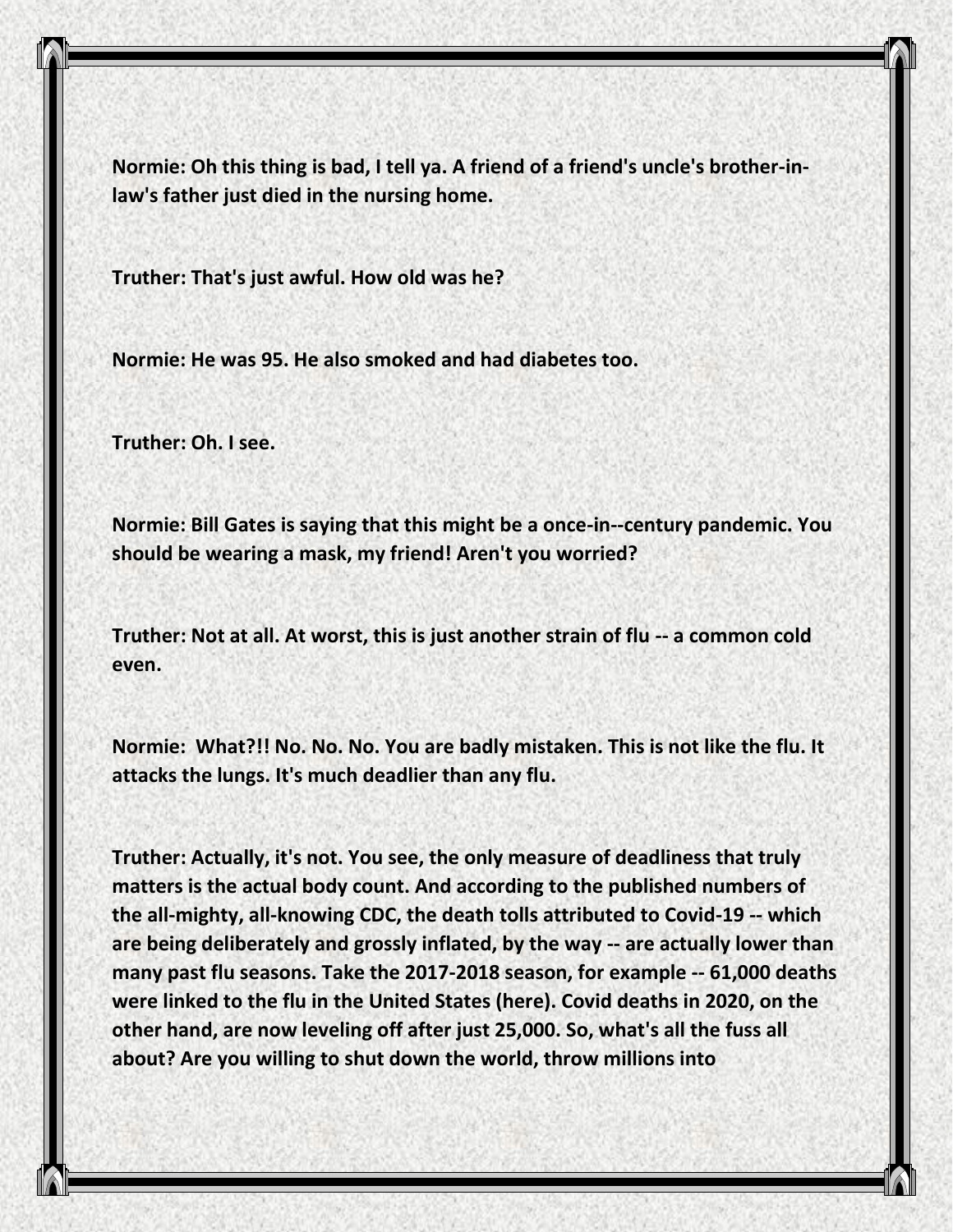**Normie: Oh this thing is bad, I tell ya. A friend of a friend's uncle's brother-in-law's father just died in the nursing home.**

**Truther: That's just awful. How old was he?**

**Normie: He was 95. He also smoked and had diabetes too.**

**Truther: Oh. I see.**

**Normie: Bill Gates is saying that this might be a once-in--century pandemic. You should be wearing a mask, my friend! Aren't you worried?**

**Truther: Not at all. At worst, this is just another strain of flu -- a common cold even.**

**Normie: What?!! No. No. No. You are badly mistaken. This is not like the flu. It attacks the lungs. It's much deadlier than any flu.**

**Truther: Actually, it's not. You see, the only measure of deadliness that truly matters is the actual body count. And according to the published numbers of the all-mighty, all-knowing CDC, the death tolls attributed to Covid-19 -- which are being deliberately and grossly inflated, by the way -- are actually lower than many past flu seasons. Take the 2017-2018 season, for example -- 61,000 deaths were linked to the flu in the United States (here). Covid deaths in 2020, on the other hand, are now leveling off after just 25,000. So, what's all the fuss all about? Are you willing to shut down the world, throw millions into**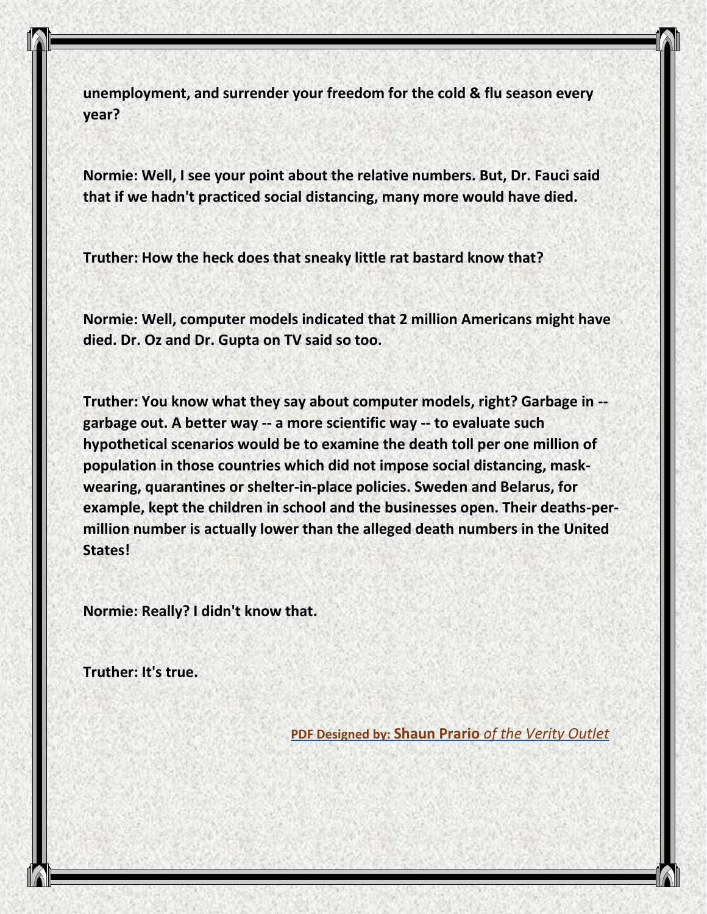**unemployment, and surrender your freedom for the cold & flu season every year?**

**Normie: Well, I see your point about the relative numbers. But, Dr. Fauci said that if we hadn't practiced social distancing, many more would have died.**

**Truther: How the heck does that sneaky little rat bastard know that?**

**Normie: Well, computer models indicated that 2 million Americans might have died. Dr. Oz and Dr. Gupta on TV said so too.**

**Truther: You know what they say about computer models, right? Garbage in -- garbage out. A better way -- a more scientific way -- to evaluate such hypothetical scenarios would be to examine the death toll per one million of population in those countries which did not impose social distancing, mask-wearing, quarantines or shelter-in-place policies. Sweden and Belarus, for example, kept the children in school and the businesses open. Their deaths-per-million number is actually lower than the alleged death numbers in the United States!**

**Normie: Really? I didn't know that.**

**Truther: It's true.**

**PDF Designed by: Shaun Prario** *of the Verity Outlet*